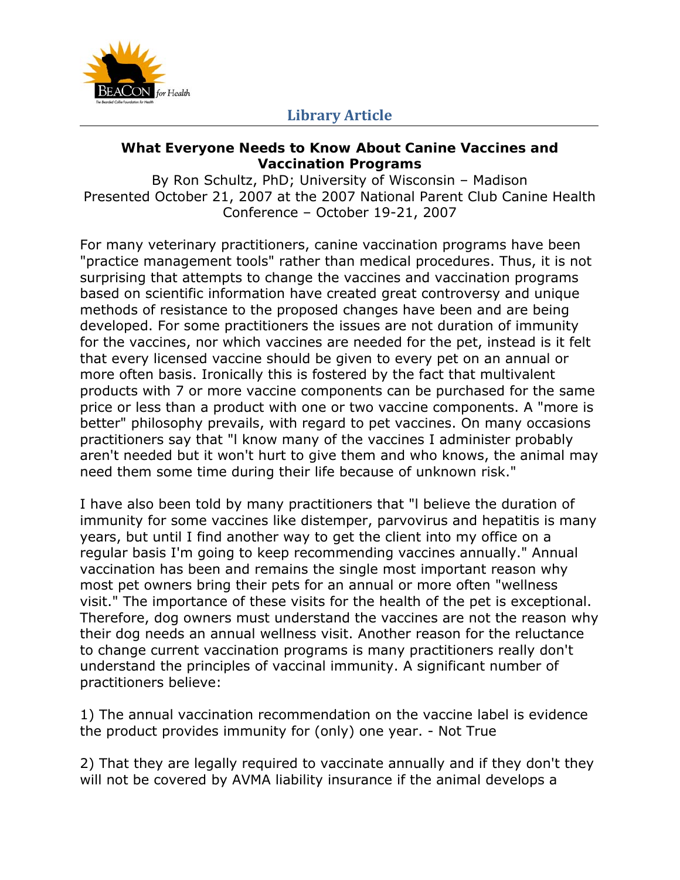# What Everyone Needs to Know About Canine Vaccines and Vaccination Programs

By Ron Schultz, PhD; University of Wisconsin – Madison
Presented October 21, 2007 at the 2007 National Parent Club Canine Health Conference – October 19-21, 2007

For many veterinary practitioners, canine vaccination programs have been "practice management tools" rather than medical procedures. Thus, it is not surprising that attempts to change the vaccines and vaccination programs based on scientific information have created great controversy and unique methods of resistance to the proposed changes have been and are being developed. For some practitioners the issues are not duration of immunity for the vaccines, nor which vaccines are needed for the pet, instead is it felt that every licensed vaccine should be given to every pet on an annual or more often basis. Ironically this is fostered by the fact that multivalent products with 7 or more vaccine components can be purchased for the same price or less than a product with one or two vaccine components. A "more is better" philosophy prevails, with regard to pet vaccines. On many occasions practitioners say that "I know many of the vaccines I administer probably aren't needed but it won't hurt to give them and who knows, the animal may need them some time during their life because of unknown risk."

I have also been told by many practitioners that "I believe the duration of immunity for some vaccines like distemper, parvovirus and hepatitis is many years, but until I find another way to get the client into my office on a regular basis I'm going to keep recommending vaccines annually." Annual vaccination has been and remains the single most important reason why most pet owners bring their pets for an annual or more often "wellness visit." The importance of these visits for the health of the pet is exceptional. Therefore, dog owners must understand the vaccines are not the reason why their dog needs an annual wellness visit. Another reason for the reluctance to change current vaccination programs is many practitioners really don't understand the principles of vaccinal immunity. A significant number of practitioners believe:

1) The annual vaccination recommendation on the vaccine label is evidence the product provides immunity for (only) one year. - Not True

2) That they are legally required to vaccinate annually and if they don't they will not be covered by AVMA liability insurance if the animal develops a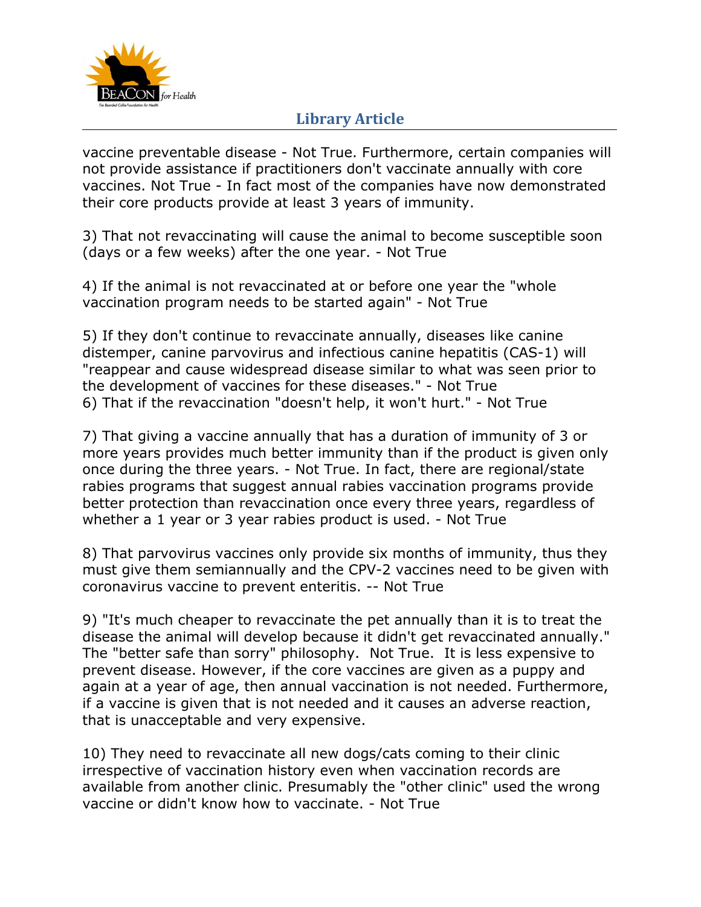vaccine preventable disease - Not True. Furthermore, certain companies will not provide assistance if practitioners don't vaccinate annually with core vaccines. Not True - In fact most of the companies have now demonstrated their core products provide at least 3 years of immunity.

3) That not revaccinating will cause the animal to become susceptible soon (days or a few weeks) after the one year. - Not True

4) If the animal is not revaccinated at or before one year the "whole vaccination program needs to be started again" - Not True

5) If they don't continue to revaccinate annually, diseases like canine distemper, canine parvovirus and infectious canine hepatitis (CAS-1) will "reappear and cause widespread disease similar to what was seen prior to the development of vaccines for these diseases." - Not True
6) That if the revaccination "doesn't help, it won't hurt." - Not True

7) That giving a vaccine annually that has a duration of immunity of 3 or more years provides much better immunity than if the product is given only once during the three years. - Not True. In fact, there are regional/state rabies programs that suggest annual rabies vaccination programs provide better protection than revaccination once every three years, regardless of whether a 1 year or 3 year rabies product is used. - Not True

8) That parvovirus vaccines only provide six months of immunity, thus they must give them semiannually and the CPV-2 vaccines need to be given with coronavirus vaccine to prevent enteritis. -- Not True

9) "It's much cheaper to revaccinate the pet annually than it is to treat the disease the animal will develop because it didn't get revaccinated annually." The "better safe than sorry" philosophy. Not True. It is less expensive to prevent disease. However, if the core vaccines are given as a puppy and again at a year of age, then annual vaccination is not needed. Furthermore, if a vaccine is given that is not needed and it causes an adverse reaction, that is unacceptable and very expensive.

10) They need to revaccinate all new dogs/cats coming to their clinic irrespective of vaccination history even when vaccination records are available from another clinic. Presumably the "other clinic" used the wrong vaccine or didn't know how to vaccinate. - Not True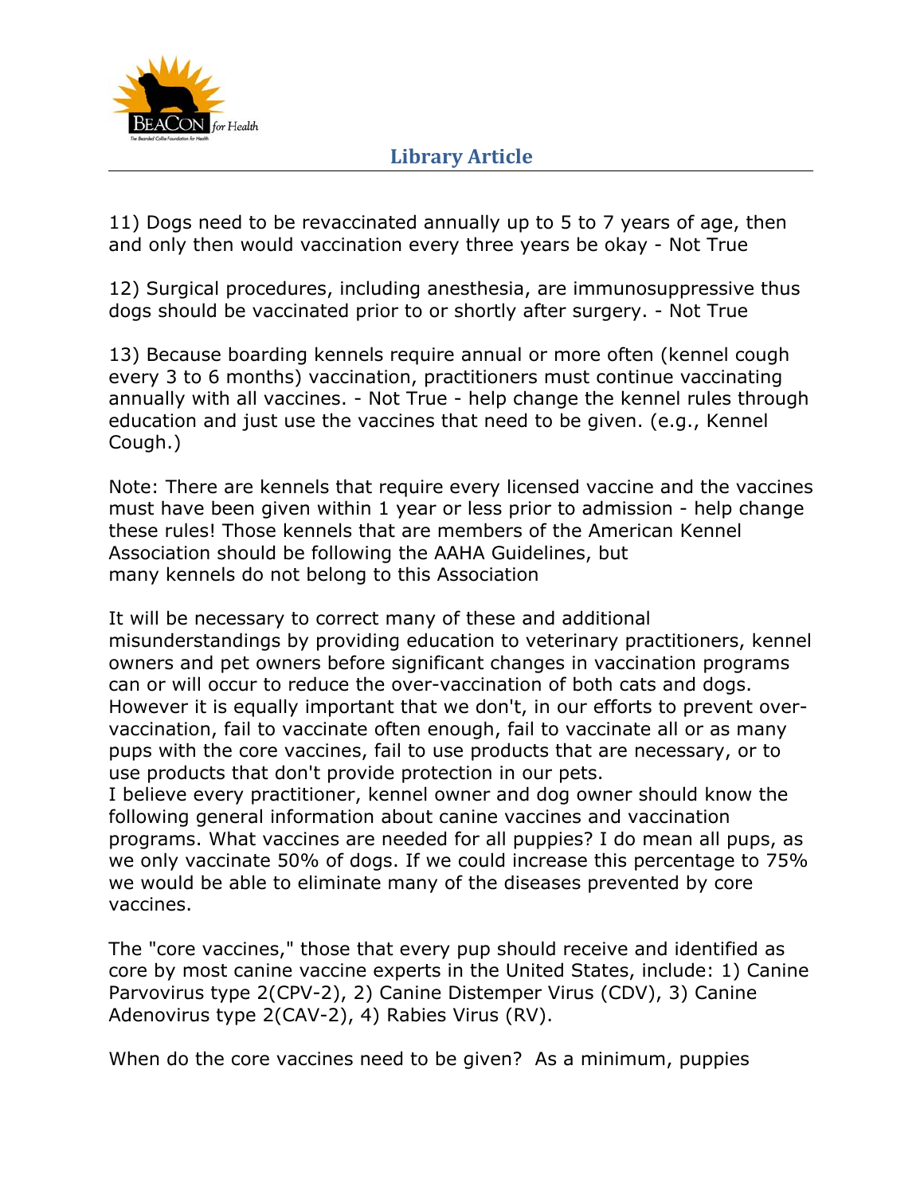11) Dogs need to be revaccinated annually up to 5 to 7 years of age, then and only then would vaccination every three years be okay - Not True

12) Surgical procedures, including anesthesia, are immunosuppressive thus dogs should be vaccinated prior to or shortly after surgery. - Not True

13) Because boarding kennels require annual or more often (kennel cough every 3 to 6 months) vaccination, practitioners must continue vaccinating annually with all vaccines. - Not True - help change the kennel rules through education and just use the vaccines that need to be given. (e.g., Kennel Cough.)

Note: There are kennels that require every licensed vaccine and the vaccines must have been given within 1 year or less prior to admission - help change these rules! Those kennels that are members of the American Kennel Association should be following the AAHA Guidelines, but many kennels do not belong to this Association

It will be necessary to correct many of these and additional misunderstandings by providing education to veterinary practitioners, kennel owners and pet owners before significant changes in vaccination programs can or will occur to reduce the over-vaccination of both cats and dogs. However it is equally important that we don't, in our efforts to prevent over-vaccination, fail to vaccinate often enough, fail to vaccinate all or as many pups with the core vaccines, fail to use products that are necessary, or to use products that don't provide protection in our pets.
I believe every practitioner, kennel owner and dog owner should know the following general information about canine vaccines and vaccination programs. What vaccines are needed for all puppies? I do mean all pups, as we only vaccinate 50% of dogs. If we could increase this percentage to 75% we would be able to eliminate many of the diseases prevented by core vaccines.

The "core vaccines," those that every pup should receive and identified as core by most canine vaccine experts in the United States, include: 1) Canine Parvovirus type 2(CPV-2), 2) Canine Distemper Virus (CDV), 3) Canine Adenovirus type 2(CAV-2), 4) Rabies Virus (RV).

When do the core vaccines need to be given? As a minimum, puppies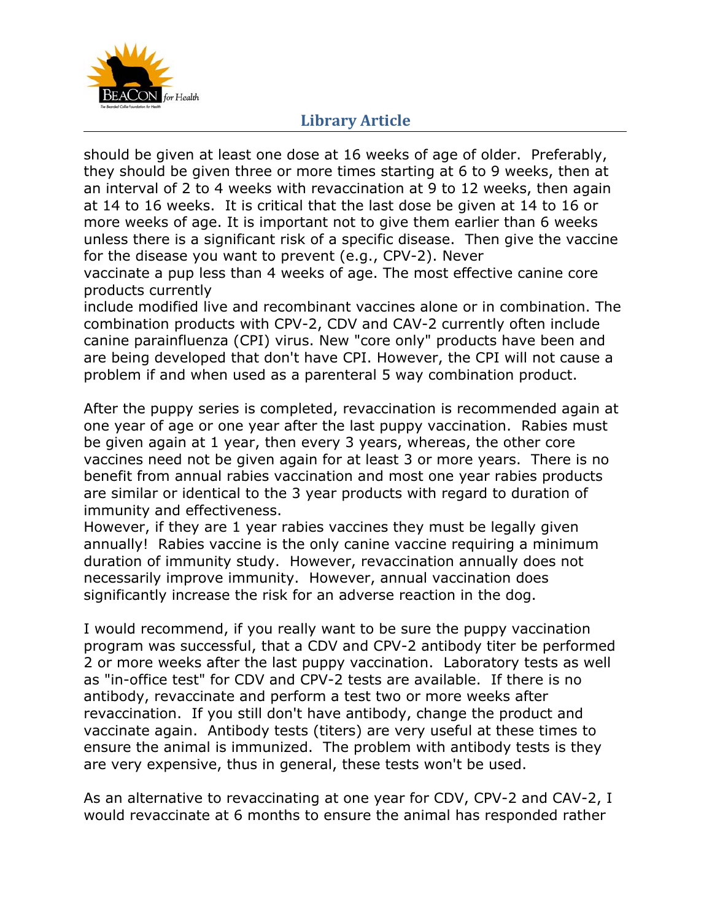should be given at least one dose at 16 weeks of age of older. Preferably, they should be given three or more times starting at 6 to 9 weeks, then at an interval of 2 to 4 weeks with revaccination at 9 to 12 weeks, then again at 14 to 16 weeks. It is critical that the last dose be given at 14 to 16 or more weeks of age. It is important not to give them earlier than 6 weeks unless there is a significant risk of a specific disease. Then give the vaccine for the disease you want to prevent (e.g., CPV-2). Never vaccinate a pup less than 4 weeks of age. The most effective canine core products currently include modified live and recombinant vaccines alone or in combination. The combination products with CPV-2, CDV and CAV-2 currently often include canine parainfluenza (CPI) virus. New "core only" products have been and are being developed that don't have CPI. However, the CPI will not cause a problem if and when used as a parenteral 5 way combination product.

After the puppy series is completed, revaccination is recommended again at one year of age or one year after the last puppy vaccination. Rabies must be given again at 1 year, then every 3 years, whereas, the other core vaccines need not be given again for at least 3 or more years. There is no benefit from annual rabies vaccination and most one year rabies products are similar or identical to the 3 year products with regard to duration of immunity and effectiveness.
However, if they are 1 year rabies vaccines they must be legally given annually! Rabies vaccine is the only canine vaccine requiring a minimum duration of immunity study. However, revaccination annually does not necessarily improve immunity. However, annual vaccination does significantly increase the risk for an adverse reaction in the dog.

I would recommend, if you really want to be sure the puppy vaccination program was successful, that a CDV and CPV-2 antibody titer be performed 2 or more weeks after the last puppy vaccination. Laboratory tests as well as "in-office test" for CDV and CPV-2 tests are available. If there is no antibody, revaccinate and perform a test two or more weeks after revaccination. If you still don't have antibody, change the product and vaccinate again. Antibody tests (titers) are very useful at these times to ensure the animal is immunized. The problem with antibody tests is they are very expensive, thus in general, these tests won't be used.

As an alternative to revaccinating at one year for CDV, CPV-2 and CAV-2, I would revaccinate at 6 months to ensure the animal has responded rather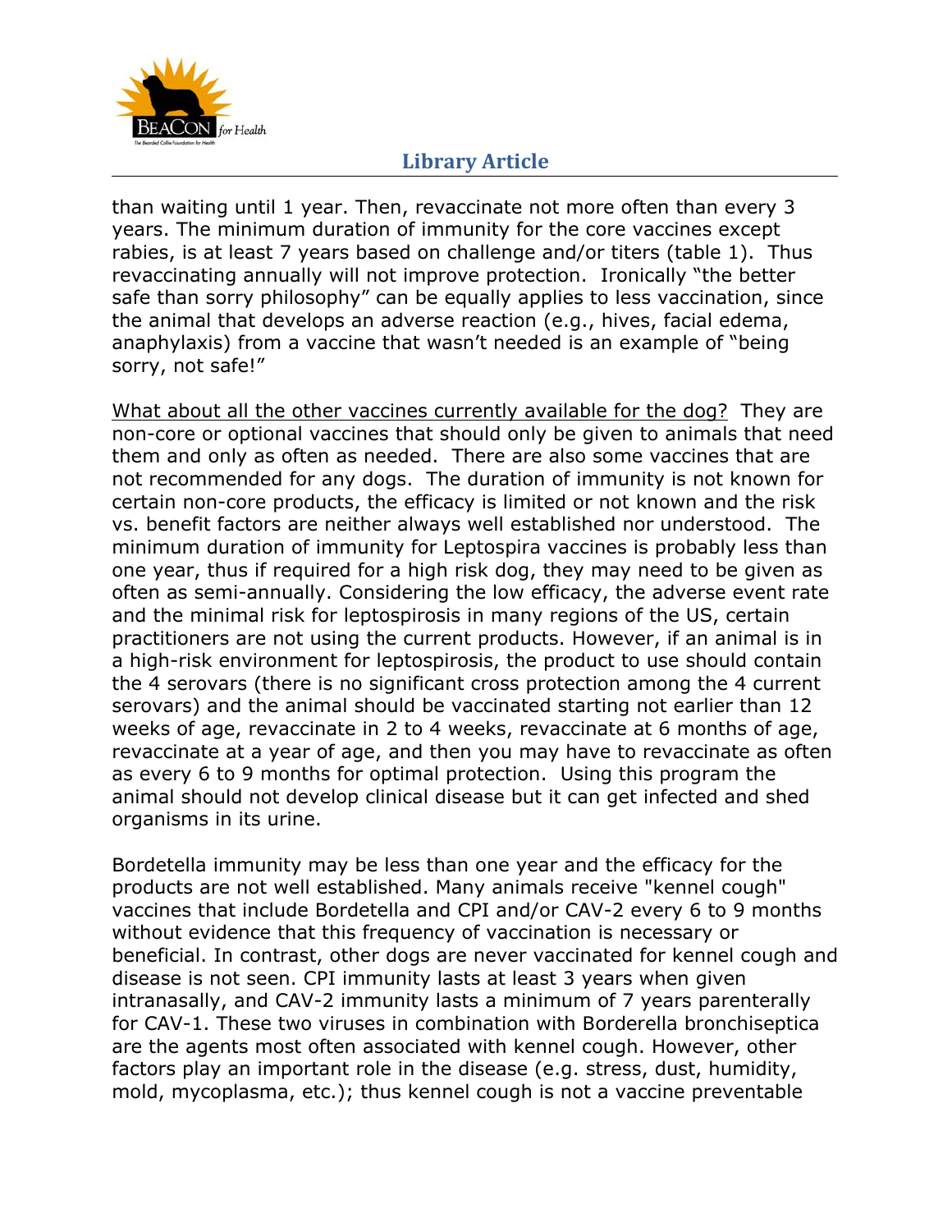than waiting until 1 year. Then, revaccinate not more often than every 3 years. The minimum duration of immunity for the core vaccines except rabies, is at least 7 years based on challenge and/or titers (table 1). Thus revaccinating annually will not improve protection. Ironically "the better safe than sorry philosophy" can be equally applies to less vaccination, since the animal that develops an adverse reaction (e.g., hives, facial edema, anaphylaxis) from a vaccine that wasn't needed is an example of "being sorry, not safe!"

<u>What about all the other vaccines currently available for the dog?</u> They are non-core or optional vaccines that should only be given to animals that need them and only as often as needed. There are also some vaccines that are not recommended for any dogs. The duration of immunity is not known for certain non-core products, the efficacy is limited or not known and the risk vs. benefit factors are neither always well established nor understood. The minimum duration of immunity for Leptospira vaccines is probably less than one year, thus if required for a high risk dog, they may need to be given as often as semi-annually. Considering the low efficacy, the adverse event rate and the minimal risk for leptospirosis in many regions of the US, certain practitioners are not using the current products. However, if an animal is in a high-risk environment for leptospirosis, the product to use should contain the 4 serovars (there is no significant cross protection among the 4 current serovars) and the animal should be vaccinated starting not earlier than 12 weeks of age, revaccinate in 2 to 4 weeks, revaccinate at 6 months of age, revaccinate at a year of age, and then you may have to revaccinate as often as every 6 to 9 months for optimal protection. Using this program the animal should not develop clinical disease but it can get infected and shed organisms in its urine.

Bordetella immunity may be less than one year and the efficacy for the products are not well established. Many animals receive "kennel cough" vaccines that include Bordetella and CPI and/or CAV-2 every 6 to 9 months without evidence that this frequency of vaccination is necessary or beneficial. In contrast, other dogs are never vaccinated for kennel cough and disease is not seen. CPI immunity lasts at least 3 years when given intranasally, and CAV-2 immunity lasts a minimum of 7 years parenterally for CAV-1. These two viruses in combination with Borderella bronchiseptica are the agents most often associated with kennel cough. However, other factors play an important role in the disease (e.g. stress, dust, humidity, mold, mycoplasma, etc.); thus kennel cough is not a vaccine preventable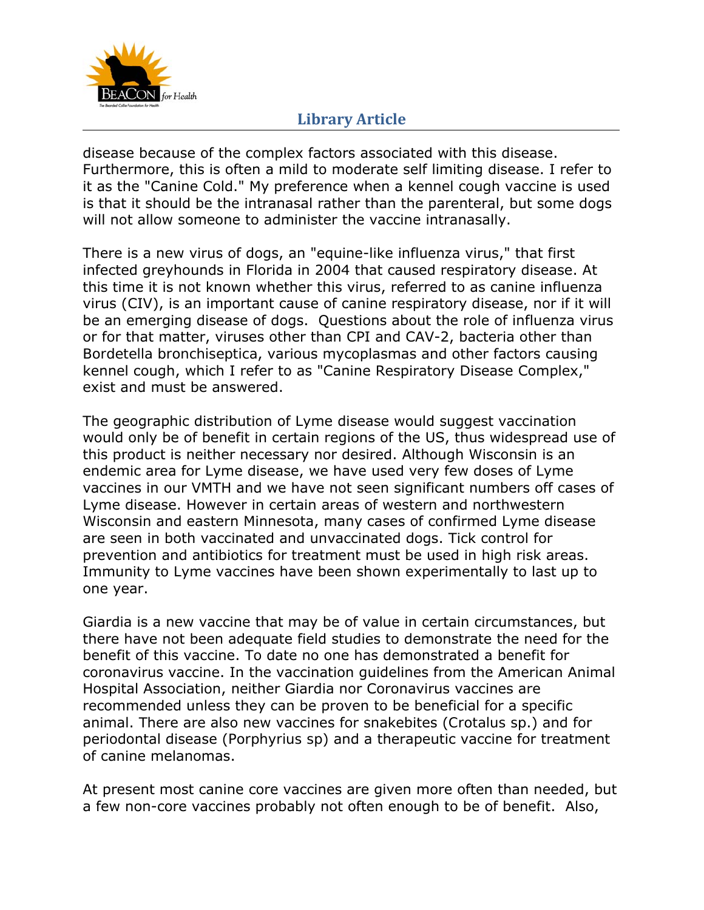disease because of the complex factors associated with this disease. Furthermore, this is often a mild to moderate self limiting disease. I refer to it as the "Canine Cold." My preference when a kennel cough vaccine is used is that it should be the intranasal rather than the parenteral, but some dogs will not allow someone to administer the vaccine intranasally.

There is a new virus of dogs, an "equine-like influenza virus," that first infected greyhounds in Florida in 2004 that caused respiratory disease. At this time it is not known whether this virus, referred to as canine influenza virus (CIV), is an important cause of canine respiratory disease, nor if it will be an emerging disease of dogs. Questions about the role of influenza virus or for that matter, viruses other than CPI and CAV-2, bacteria other than Bordetella bronchiseptica, various mycoplasmas and other factors causing kennel cough, which I refer to as "Canine Respiratory Disease Complex," exist and must be answered.

The geographic distribution of Lyme disease would suggest vaccination would only be of benefit in certain regions of the US, thus widespread use of this product is neither necessary nor desired. Although Wisconsin is an endemic area for Lyme disease, we have used very few doses of Lyme vaccines in our VMTH and we have not seen significant numbers off cases of Lyme disease. However in certain areas of western and northwestern Wisconsin and eastern Minnesota, many cases of confirmed Lyme disease are seen in both vaccinated and unvaccinated dogs. Tick control for prevention and antibiotics for treatment must be used in high risk areas. Immunity to Lyme vaccines have been shown experimentally to last up to one year.

Giardia is a new vaccine that may be of value in certain circumstances, but there have not been adequate field studies to demonstrate the need for the benefit of this vaccine. To date no one has demonstrated a benefit for coronavirus vaccine. In the vaccination guidelines from the American Animal Hospital Association, neither Giardia nor Coronavirus vaccines are recommended unless they can be proven to be beneficial for a specific animal. There are also new vaccines for snakebites (Crotalus sp.) and for periodontal disease (Porphyrius sp) and a therapeutic vaccine for treatment of canine melanomas.

At present most canine core vaccines are given more often than needed, but a few non-core vaccines probably not often enough to be of benefit. Also,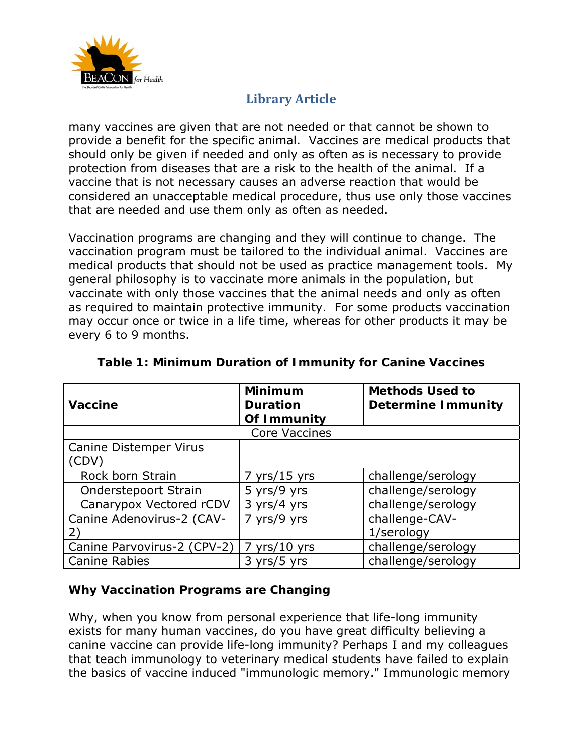many vaccines are given that are not needed or that cannot be shown to provide a benefit for the specific animal. Vaccines are medical products that should only be given if needed and only as often as is necessary to provide protection from diseases that are a risk to the health of the animal. If a vaccine that is not necessary causes an adverse reaction that would be considered an unacceptable medical procedure, thus use only those vaccines that are needed and use them only as often as needed.

Vaccination programs are changing and they will continue to change. The vaccination program must be tailored to the individual animal. Vaccines are medical products that should not be used as practice management tools. My general philosophy is to vaccinate more animals in the population, but vaccinate with only those vaccines that the animal needs and only as often as required to maintain protective immunity. For some products vaccination may occur once or twice in a life time, whereas for other products it may be every 6 to 9 months.

**Table 1: Minimum Duration of Immunity for Canine Vaccines**

| Vaccine | Minimum Duration Of Immunity | Methods Used to Determine Immunity |
|---|---|---|
| Core Vaccines | | |
| Canine Distemper Virus (CDV) | | |
| Rock born Strain | 7 yrs/15 yrs | challenge/serology |
| Onderstepoort Strain | 5 yrs/9 yrs | challenge/serology |
| Canarypox Vectored rCDV | 3 yrs/4 yrs | challenge/serology |
| Canine Adenovirus-2 (CAV-2) | 7 yrs/9 yrs | challenge-CAV-1/serology |
| Canine Parvovirus-2 (CPV-2) | 7 yrs/10 yrs | challenge/serology |
| Canine Rabies | 3 yrs/5 yrs | challenge/serology |

**Why Vaccination Programs are Changing**

Why, when you know from personal experience that life-long immunity exists for many human vaccines, do you have great difficulty believing a canine vaccine can provide life-long immunity? Perhaps I and my colleagues that teach immunology to veterinary medical students have failed to explain the basics of vaccine induced "immunologic memory." Immunologic memory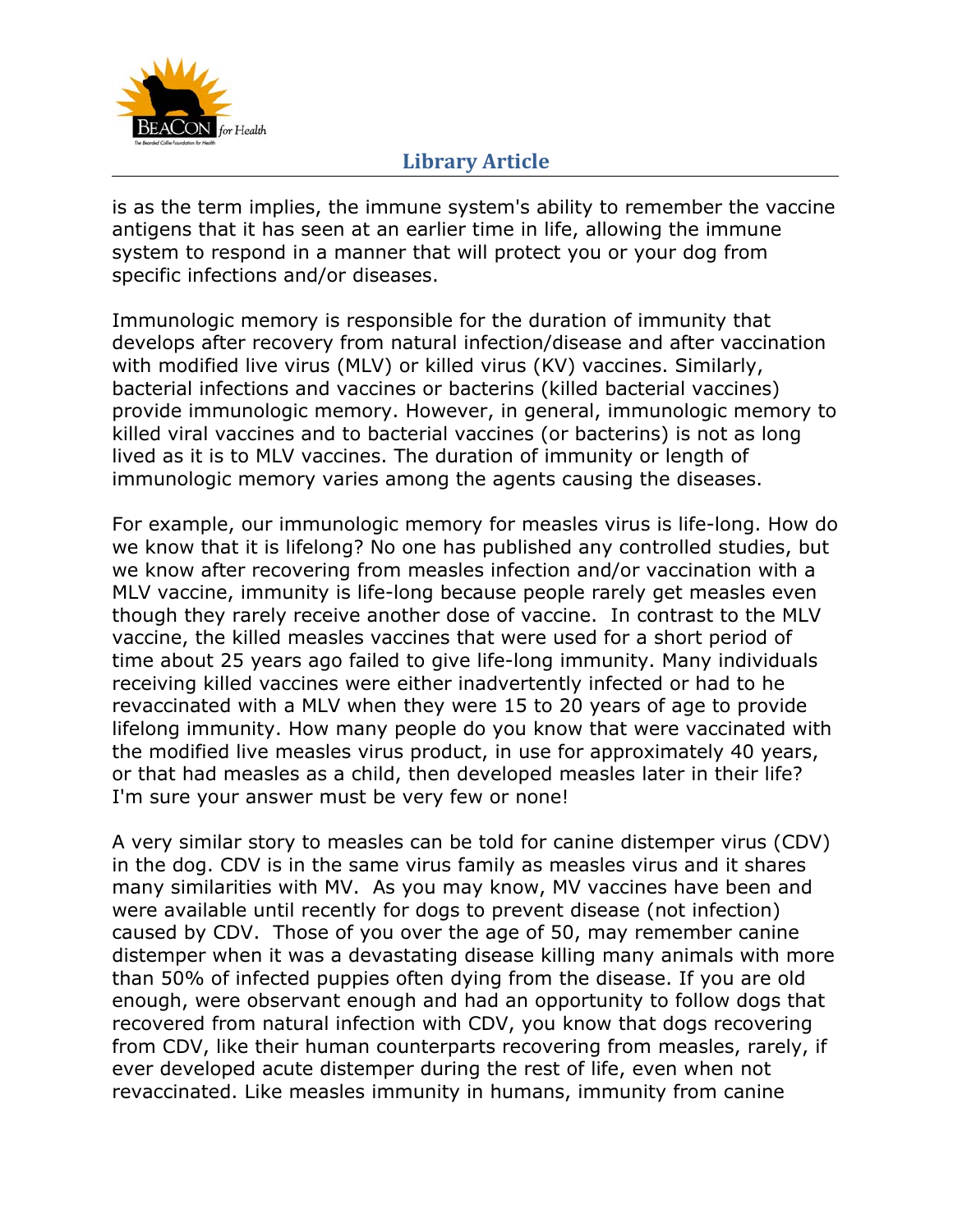is as the term implies, the immune system's ability to remember the vaccine antigens that it has seen at an earlier time in life, allowing the immune system to respond in a manner that will protect you or your dog from specific infections and/or diseases.

Immunologic memory is responsible for the duration of immunity that develops after recovery from natural infection/disease and after vaccination with modified live virus (MLV) or killed virus (KV) vaccines. Similarly, bacterial infections and vaccines or bacterins (killed bacterial vaccines) provide immunologic memory. However, in general, immunologic memory to killed viral vaccines and to bacterial vaccines (or bacterins) is not as long lived as it is to MLV vaccines. The duration of immunity or length of immunologic memory varies among the agents causing the diseases.

For example, our immunologic memory for measles virus is life-long. How do we know that it is lifelong? No one has published any controlled studies, but we know after recovering from measles infection and/or vaccination with a MLV vaccine, immunity is life-long because people rarely get measles even though they rarely receive another dose of vaccine. In contrast to the MLV vaccine, the killed measles vaccines that were used for a short period of time about 25 years ago failed to give life-long immunity. Many individuals receiving killed vaccines were either inadvertently infected or had to he revaccinated with a MLV when they were 15 to 20 years of age to provide lifelong immunity. How many people do you know that were vaccinated with the modified live measles virus product, in use for approximately 40 years, or that had measles as a child, then developed measles later in their life? I'm sure your answer must be very few or none!

A very similar story to measles can be told for canine distemper virus (CDV) in the dog. CDV is in the same virus family as measles virus and it shares many similarities with MV. As you may know, MV vaccines have been and were available until recently for dogs to prevent disease (not infection) caused by CDV. Those of you over the age of 50, may remember canine distemper when it was a devastating disease killing many animals with more than 50% of infected puppies often dying from the disease. If you are old enough, were observant enough and had an opportunity to follow dogs that recovered from natural infection with CDV, you know that dogs recovering from CDV, like their human counterparts recovering from measles, rarely, if ever developed acute distemper during the rest of life, even when not revaccinated. Like measles immunity in humans, immunity from canine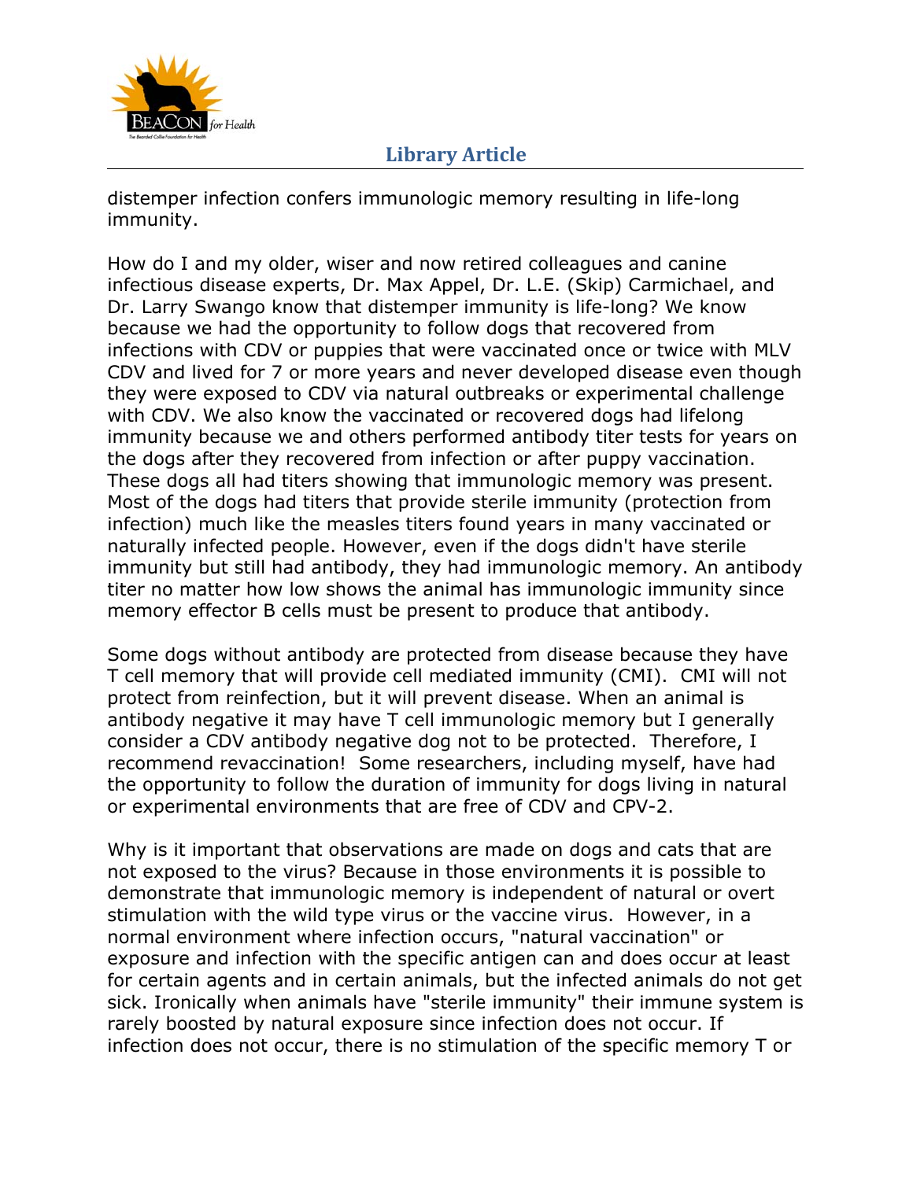distemper infection confers immunologic memory resulting in life-long immunity.

How do I and my older, wiser and now retired colleagues and canine infectious disease experts, Dr. Max Appel, Dr. L.E. (Skip) Carmichael, and Dr. Larry Swango know that distemper immunity is life-long? We know because we had the opportunity to follow dogs that recovered from infections with CDV or puppies that were vaccinated once or twice with MLV CDV and lived for 7 or more years and never developed disease even though they were exposed to CDV via natural outbreaks or experimental challenge with CDV. We also know the vaccinated or recovered dogs had lifelong immunity because we and others performed antibody titer tests for years on the dogs after they recovered from infection or after puppy vaccination. These dogs all had titers showing that immunologic memory was present. Most of the dogs had titers that provide sterile immunity (protection from infection) much like the measles titers found years in many vaccinated or naturally infected people. However, even if the dogs didn't have sterile immunity but still had antibody, they had immunologic memory. An antibody titer no matter how low shows the animal has immunologic immunity since memory effector B cells must be present to produce that antibody.

Some dogs without antibody are protected from disease because they have T cell memory that will provide cell mediated immunity (CMI). CMI will not protect from reinfection, but it will prevent disease. When an animal is antibody negative it may have T cell immunologic memory but I generally consider a CDV antibody negative dog not to be protected. Therefore, I recommend revaccination! Some researchers, including myself, have had the opportunity to follow the duration of immunity for dogs living in natural or experimental environments that are free of CDV and CPV-2.

Why is it important that observations are made on dogs and cats that are not exposed to the virus? Because in those environments it is possible to demonstrate that immunologic memory is independent of natural or overt stimulation with the wild type virus or the vaccine virus. However, in a normal environment where infection occurs, "natural vaccination" or exposure and infection with the specific antigen can and does occur at least for certain agents and in certain animals, but the infected animals do not get sick. Ironically when animals have "sterile immunity" their immune system is rarely boosted by natural exposure since infection does not occur. If infection does not occur, there is no stimulation of the specific memory T or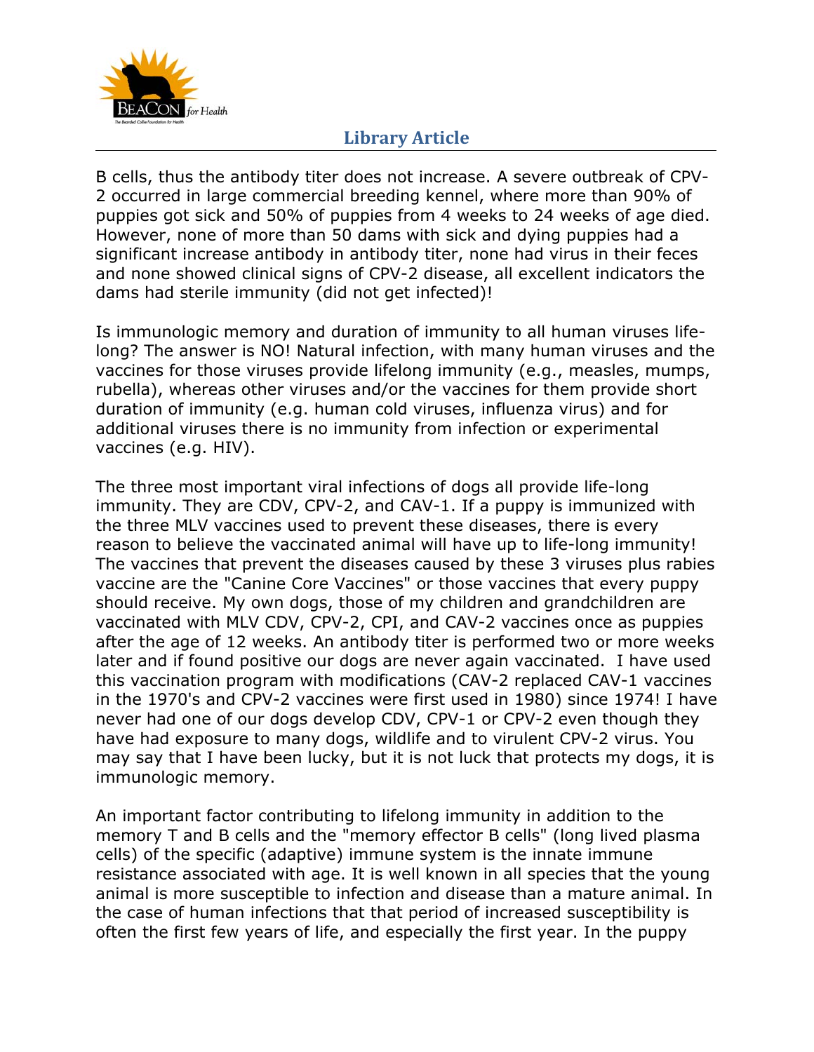B cells, thus the antibody titer does not increase. A severe outbreak of CPV-2 occurred in large commercial breeding kennel, where more than 90% of puppies got sick and 50% of puppies from 4 weeks to 24 weeks of age died. However, none of more than 50 dams with sick and dying puppies had a significant increase antibody in antibody titer, none had virus in their feces and none showed clinical signs of CPV-2 disease, all excellent indicators the dams had sterile immunity (did not get infected)!

Is immunologic memory and duration of immunity to all human viruses life-long? The answer is NO! Natural infection, with many human viruses and the vaccines for those viruses provide lifelong immunity (e.g., measles, mumps, rubella), whereas other viruses and/or the vaccines for them provide short duration of immunity (e.g. human cold viruses, influenza virus) and for additional viruses there is no immunity from infection or experimental vaccines (e.g. HIV).

The three most important viral infections of dogs all provide life-long immunity. They are CDV, CPV-2, and CAV-1. If a puppy is immunized with the three MLV vaccines used to prevent these diseases, there is every reason to believe the vaccinated animal will have up to life-long immunity! The vaccines that prevent the diseases caused by these 3 viruses plus rabies vaccine are the "Canine Core Vaccines" or those vaccines that every puppy should receive. My own dogs, those of my children and grandchildren are vaccinated with MLV CDV, CPV-2, CPI, and CAV-2 vaccines once as puppies after the age of 12 weeks. An antibody titer is performed two or more weeks later and if found positive our dogs are never again vaccinated. I have used this vaccination program with modifications (CAV-2 replaced CAV-1 vaccines in the 1970's and CPV-2 vaccines were first used in 1980) since 1974! I have never had one of our dogs develop CDV, CPV-1 or CPV-2 even though they have had exposure to many dogs, wildlife and to virulent CPV-2 virus. You may say that I have been lucky, but it is not luck that protects my dogs, it is immunologic memory.

An important factor contributing to lifelong immunity in addition to the memory T and B cells and the "memory effector B cells" (long lived plasma cells) of the specific (adaptive) immune system is the innate immune resistance associated with age. It is well known in all species that the young animal is more susceptible to infection and disease than a mature animal. In the case of human infections that that period of increased susceptibility is often the first few years of life, and especially the first year. In the puppy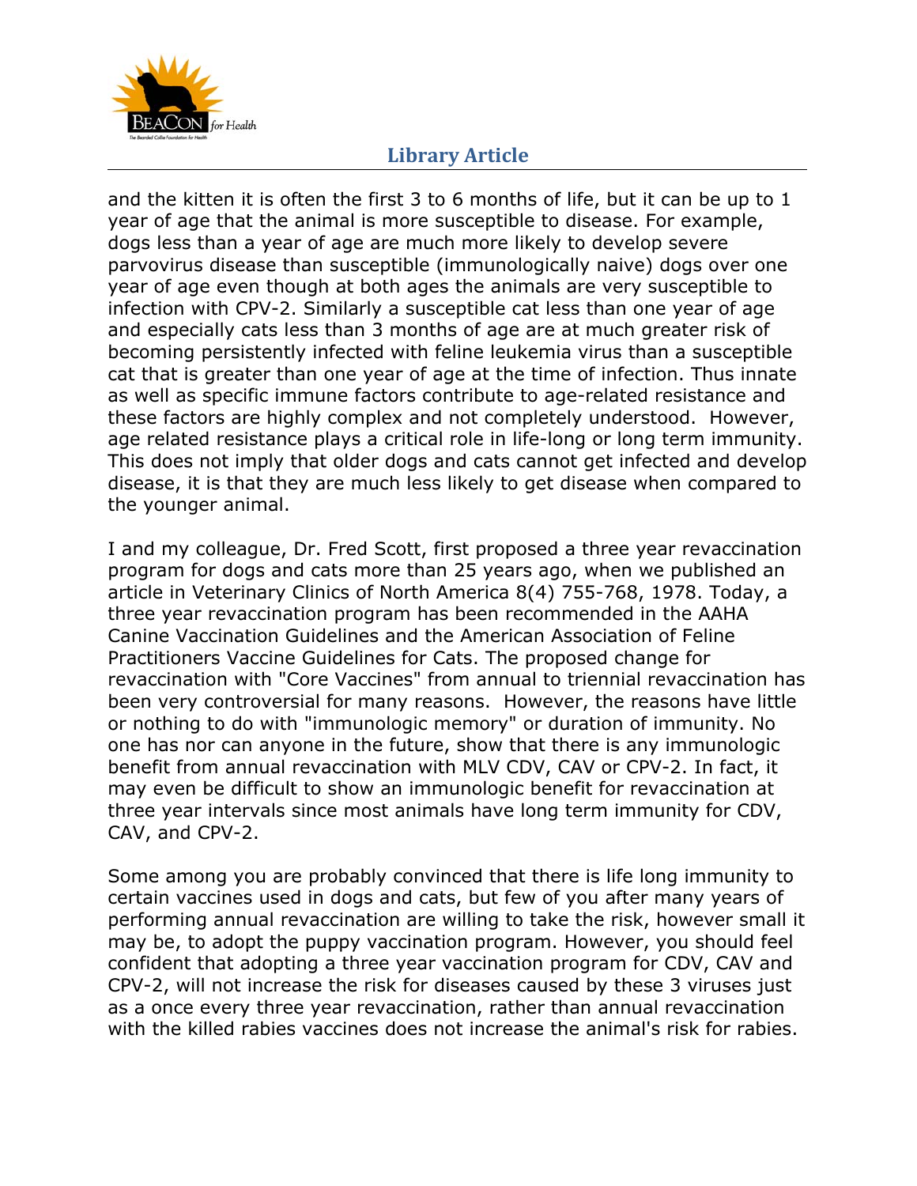and the kitten it is often the first 3 to 6 months of life, but it can be up to 1 year of age that the animal is more susceptible to disease. For example, dogs less than a year of age are much more likely to develop severe parvovirus disease than susceptible (immunologically naive) dogs over one year of age even though at both ages the animals are very susceptible to infection with CPV-2. Similarly a susceptible cat less than one year of age and especially cats less than 3 months of age are at much greater risk of becoming persistently infected with feline leukemia virus than a susceptible cat that is greater than one year of age at the time of infection. Thus innate as well as specific immune factors contribute to age-related resistance and these factors are highly complex and not completely understood. However, age related resistance plays a critical role in life-long or long term immunity. This does not imply that older dogs and cats cannot get infected and develop disease, it is that they are much less likely to get disease when compared to the younger animal.

I and my colleague, Dr. Fred Scott, first proposed a three year revaccination program for dogs and cats more than 25 years ago, when we published an article in Veterinary Clinics of North America 8(4) 755-768, 1978. Today, a three year revaccination program has been recommended in the AAHA Canine Vaccination Guidelines and the American Association of Feline Practitioners Vaccine Guidelines for Cats. The proposed change for revaccination with "Core Vaccines" from annual to triennial revaccination has been very controversial for many reasons. However, the reasons have little or nothing to do with "immunologic memory" or duration of immunity. No one has nor can anyone in the future, show that there is any immunologic benefit from annual revaccination with MLV CDV, CAV or CPV-2. In fact, it may even be difficult to show an immunologic benefit for revaccination at three year intervals since most animals have long term immunity for CDV, CAV, and CPV-2.

Some among you are probably convinced that there is life long immunity to certain vaccines used in dogs and cats, but few of you after many years of performing annual revaccination are willing to take the risk, however small it may be, to adopt the puppy vaccination program. However, you should feel confident that adopting a three year vaccination program for CDV, CAV and CPV-2, will not increase the risk for diseases caused by these 3 viruses just as a once every three year revaccination, rather than annual revaccination with the killed rabies vaccines does not increase the animal's risk for rabies.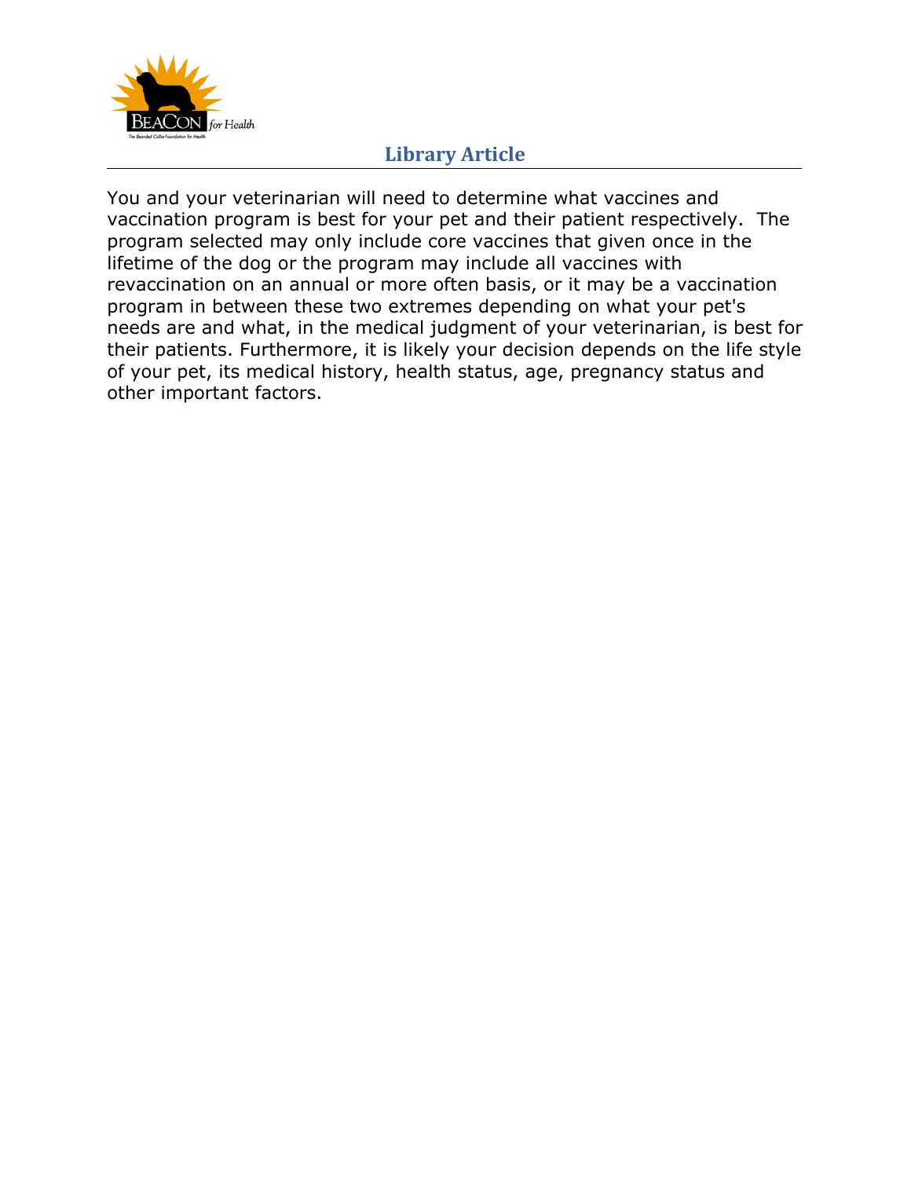You and your veterinarian will need to determine what vaccines and vaccination program is best for your pet and their patient respectively. The program selected may only include core vaccines that given once in the lifetime of the dog or the program may include all vaccines with revaccination on an annual or more often basis, or it may be a vaccination program in between these two extremes depending on what your pet's needs are and what, in the medical judgment of your veterinarian, is best for their patients. Furthermore, it is likely your decision depends on the life style of your pet, its medical history, health status, age, pregnancy status and other important factors.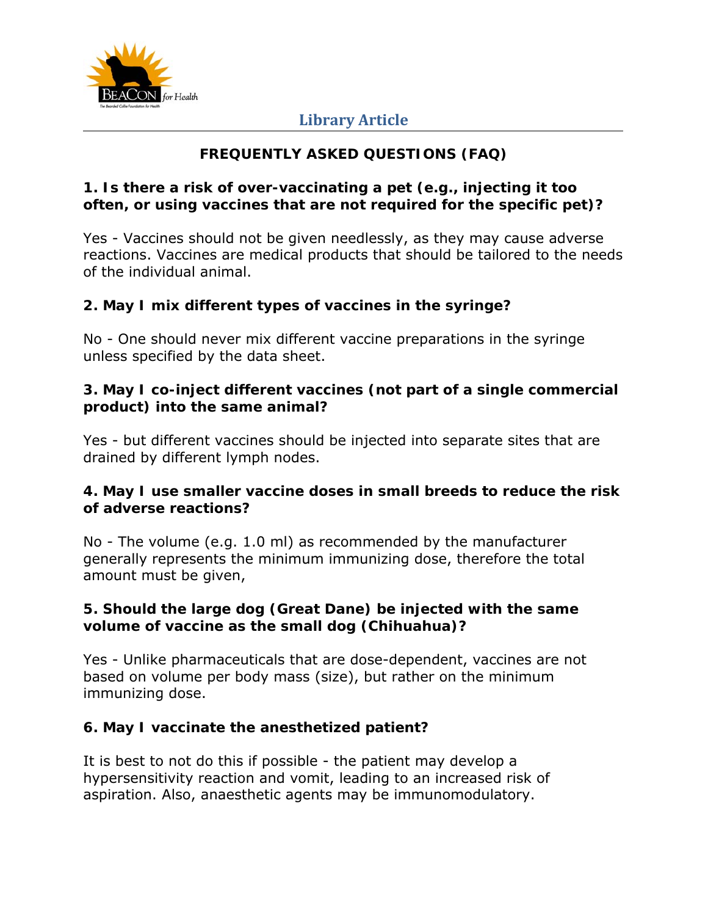## FREQUENTLY ASKED QUESTIONS (FAQ)

**1. Is there a risk of over-vaccinating a pet (e.g., injecting it too often, or using vaccines that are not required for the specific pet)?**

Yes - Vaccines should not be given needlessly, as they may cause adverse reactions. Vaccines are medical products that should be tailored to the needs of the individual animal.

**2. May I mix different types of vaccines in the syringe?**

No - One should never mix different vaccine preparations in the syringe unless specified by the data sheet.

**3. May I co-inject different vaccines (not part of a single commercial product) into the same animal?**

Yes - but different vaccines should be injected into separate sites that are drained by different lymph nodes.

**4. May I use smaller vaccine doses in small breeds to reduce the risk of adverse reactions?**

No - The volume (e.g. 1.0 ml) as recommended by the manufacturer generally represents the minimum immunizing dose, therefore the total amount must be given,

**5. Should the large dog (Great Dane) be injected with the same volume of vaccine as the small dog (Chihuahua)?**

Yes - Unlike pharmaceuticals that are dose-dependent, vaccines are not based on volume per body mass (size), but rather on the minimum immunizing dose.

**6. May I vaccinate the anesthetized patient?**

It is best to not do this if possible - the patient may develop a hypersensitivity reaction and vomit, leading to an increased risk of aspiration. Also, anaesthetic agents may be immunomodulatory.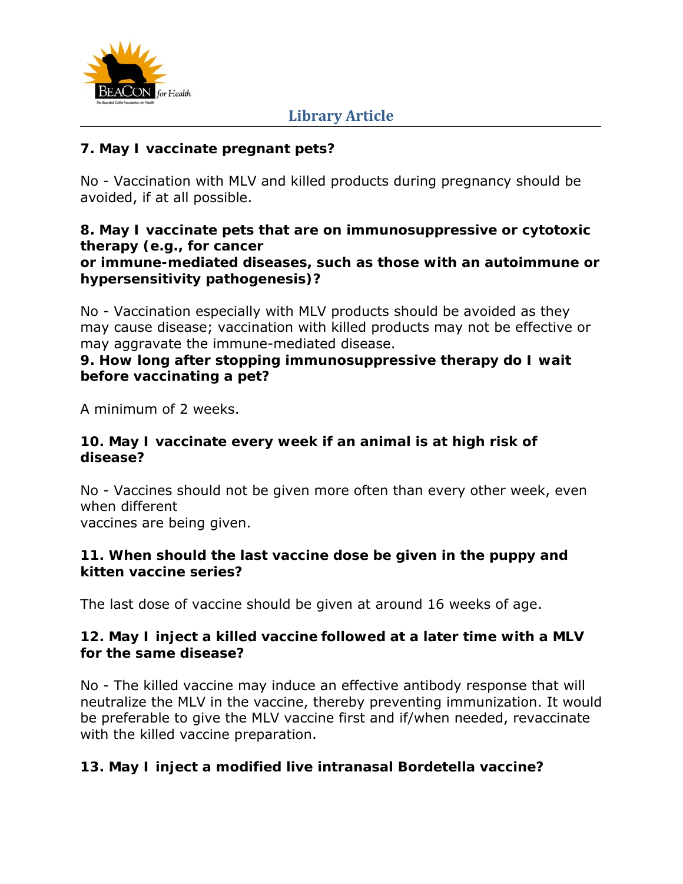**7. May I vaccinate pregnant pets?**

No - Vaccination with MLV and killed products during pregnancy should be avoided, if at all possible.

**8. May I vaccinate pets that are on immunosuppressive or cytotoxic therapy (e.g., for cancer or immune-mediated diseases, such as those with an autoimmune or hypersensitivity pathogenesis)?**

No - Vaccination especially with MLV products should be avoided as they may cause disease; vaccination with killed products may not be effective or may aggravate the immune-mediated disease.

**9. How long after stopping immunosuppressive therapy do I wait before vaccinating a pet?**

A minimum of 2 weeks.

**10. May I vaccinate every week if an animal is at high risk of disease?**

No - Vaccines should not be given more often than every other week, even when different vaccines are being given.

**11. When should the last vaccine dose be given in the puppy and kitten vaccine series?**

The last dose of vaccine should be given at around 16 weeks of age.

**12. May I inject a killed vaccine followed at a later time with a MLV for the same disease?**

No - The killed vaccine may induce an effective antibody response that will neutralize the MLV in the vaccine, thereby preventing immunization. It would be preferable to give the MLV vaccine first and if/when needed, revaccinate with the killed vaccine preparation.

**13. May I inject a modified live intranasal Bordetella vaccine?**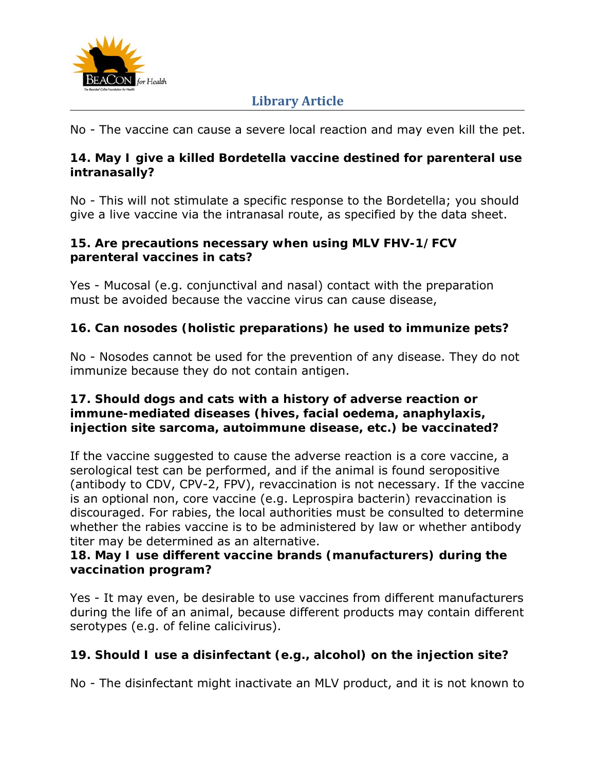No - The vaccine can cause a severe local reaction and may even kill the pet.

**14. May I give a killed Bordetella vaccine destined for parenteral use intranasally?**

No - This will not stimulate a specific response to the Bordetella; you should give a live vaccine via the intranasal route, as specified by the data sheet.

**15. Are precautions necessary when using MLV FHV-1/FCV parenteral vaccines in cats?**

Yes - Mucosal (e.g. conjunctival and nasal) contact with the preparation must be avoided because the vaccine virus can cause disease,

**16. Can nosodes (holistic preparations) he used to immunize pets?**

No - Nosodes cannot be used for the prevention of any disease. They do not immunize because they do not contain antigen.

**17. Should dogs and cats with a history of adverse reaction or immune-mediated diseases (hives, facial oedema, anaphylaxis, injection site sarcoma, autoimmune disease, etc.) be vaccinated?**

If the vaccine suggested to cause the adverse reaction is a core vaccine, a serological test can be performed, and if the animal is found seropositive (antibody to CDV, CPV-2, FPV), revaccination is not necessary. If the vaccine is an optional non, core vaccine (e.g. Leprospira bacterin) revaccination is discouraged. For rabies, the local authorities must be consulted to determine whether the rabies vaccine is to be administered by law or whether antibody titer may be determined as an alternative.

**18. May I use different vaccine brands (manufacturers) during the vaccination program?**

Yes - It may even, be desirable to use vaccines from different manufacturers during the life of an animal, because different products may contain different serotypes (e.g. of feline calicivirus).

**19. Should I use a disinfectant (e.g., alcohol) on the injection site?**

No - The disinfectant might inactivate an MLV product, and it is not known to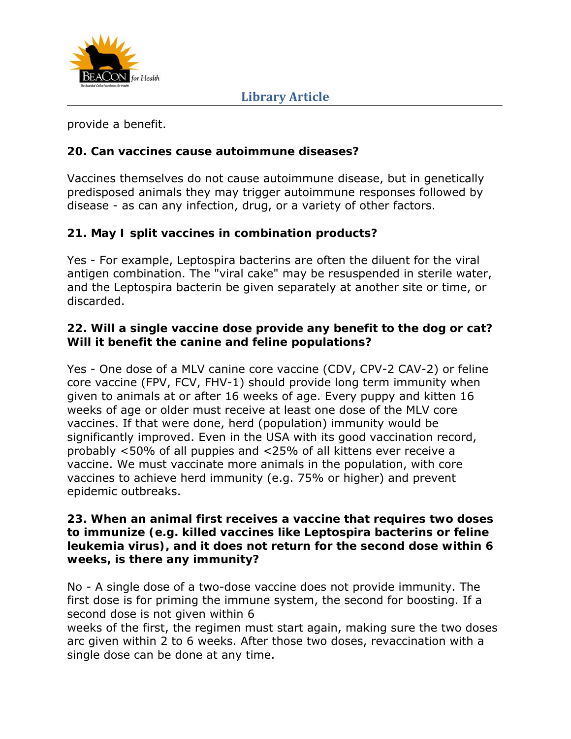provide a benefit.

**20. Can vaccines cause autoimmune diseases?**

Vaccines themselves do not cause autoimmune disease, but in genetically predisposed animals they may trigger autoimmune responses followed by disease - as can any infection, drug, or a variety of other factors.

**21. May I split vaccines in combination products?**

Yes - For example, Leptospira bacterins are often the diluent for the viral antigen combination. The "viral cake" may be resuspended in sterile water, and the Leptospira bacterin be given separately at another site or time, or discarded.

**22. Will a single vaccine dose provide any benefit to the dog or cat? Will it benefit the canine and feline populations?**

Yes - One dose of a MLV canine core vaccine (CDV, CPV-2 CAV-2) or feline core vaccine (FPV, FCV, FHV-1) should provide long term immunity when given to animals at or after 16 weeks of age. Every puppy and kitten 16 weeks of age or older must receive at least one dose of the MLV core vaccines. If that were done, herd (population) immunity would be significantly improved. Even in the USA with its good vaccination record, probably <50% of all puppies and <25% of all kittens ever receive a vaccine. We must vaccinate more animals in the population, with core vaccines to achieve herd immunity (e.g. 75% or higher) and prevent epidemic outbreaks.

**23. When an animal first receives a vaccine that requires two doses to immunize (e.g. killed vaccines like Leptospira bacterins or feline leukemia virus), and it does not return for the second dose within 6 weeks, is there any immunity?**

No - A single dose of a two-dose vaccine does not provide immunity. The first dose is for priming the immune system, the second for boosting. If a second dose is not given within 6 weeks of the first, the regimen must start again, making sure the two doses arc given within 2 to 6 weeks. After those two doses, revaccination with a single dose can be done at any time.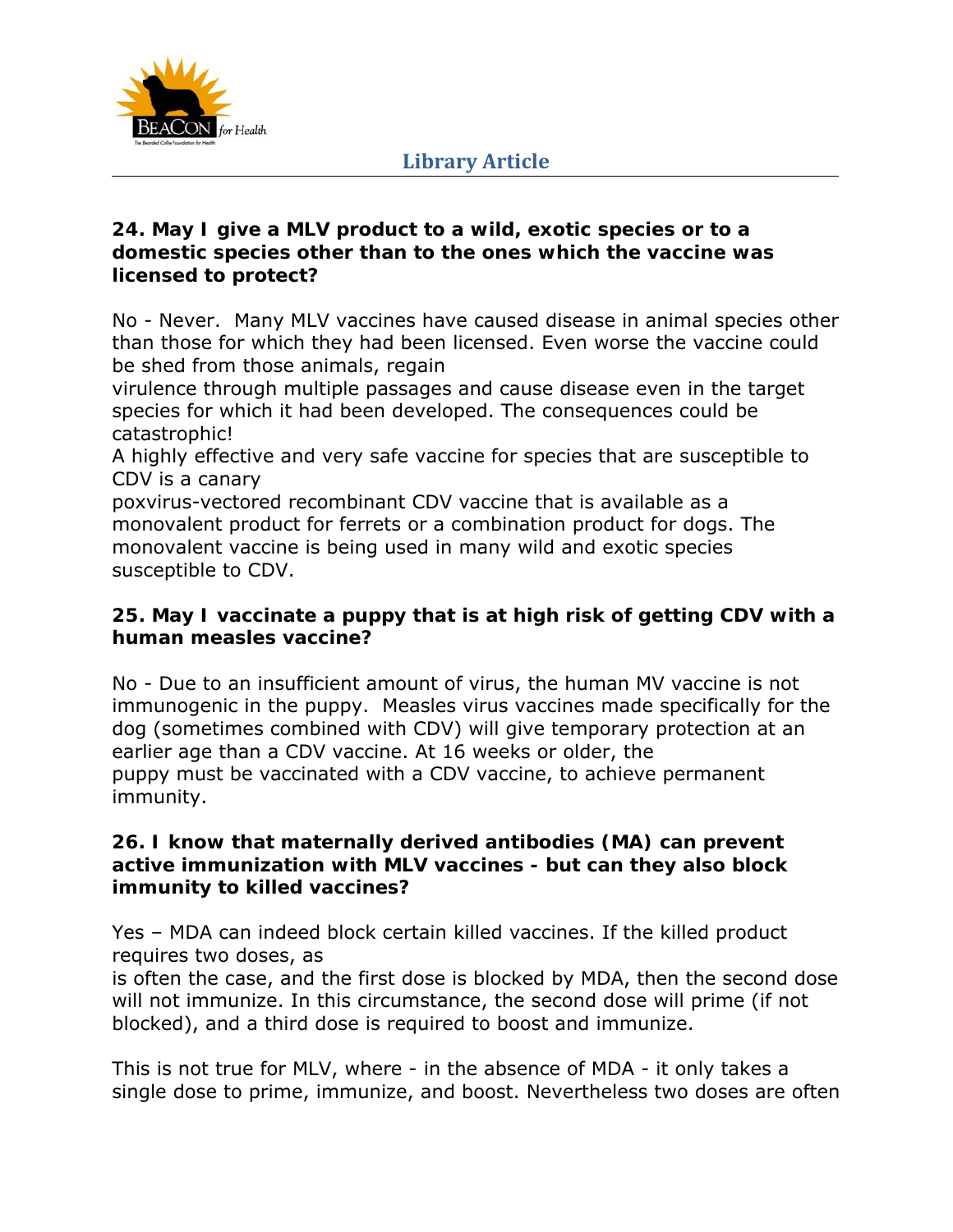**24. May I give a MLV product to a wild, exotic species or to a domestic species other than to the ones which the vaccine was licensed to protect?**

No - Never. Many MLV vaccines have caused disease in animal species other than those for which they had been licensed. Even worse the vaccine could be shed from those animals, regain virulence through multiple passages and cause disease even in the target species for which it had been developed. The consequences could be catastrophic!

A highly effective and very safe vaccine for species that are susceptible to CDV is a canary poxvirus-vectored recombinant CDV vaccine that is available as a monovalent product for ferrets or a combination product for dogs. The monovalent vaccine is being used in many wild and exotic species susceptible to CDV.

**25. May I vaccinate a puppy that is at high risk of getting CDV with a human measles vaccine?**

No - Due to an insufficient amount of virus, the human MV vaccine is not immunogenic in the puppy. Measles virus vaccines made specifically for the dog (sometimes combined with CDV) will give temporary protection at an earlier age than a CDV vaccine. At 16 weeks or older, the puppy must be vaccinated with a CDV vaccine, to achieve permanent immunity.

**26. I know that maternally derived antibodies (MA) can prevent active immunization with MLV vaccines - but can they also block immunity to killed vaccines?**

Yes – MDA can indeed block certain killed vaccines. If the killed product requires two doses, as is often the case, and the first dose is blocked by MDA, then the second dose will not immunize. In this circumstance, the second dose will prime (if not blocked), and a third dose is required to boost and immunize.

This is not true for MLV, where - in the absence of MDA - it only takes a single dose to prime, immunize, and boost. Nevertheless two doses are often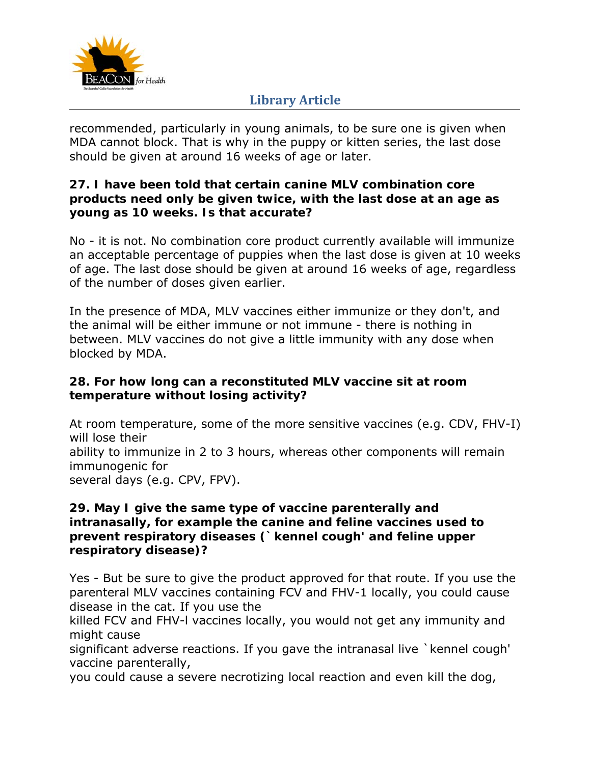recommended, particularly in young animals, to be sure one is given when MDA cannot block. That is why in the puppy or kitten series, the last dose should be given at around 16 weeks of age or later.

**27. I have been told that certain canine MLV combination core products need only be given twice, with the last dose at an age as young as 10 weeks. Is that accurate?**

No - it is not. No combination core product currently available will immunize an acceptable percentage of puppies when the last dose is given at 10 weeks of age. The last dose should be given at around 16 weeks of age, regardless of the number of doses given earlier.

In the presence of MDA, MLV vaccines either immunize or they don't, and the animal will be either immune or not immune - there is nothing in between. MLV vaccines do not give a little immunity with any dose when blocked by MDA.

**28. For how long can a reconstituted MLV vaccine sit at room temperature without losing activity?**

At room temperature, some of the more sensitive vaccines (e.g. CDV, FHV-I) will lose their ability to immunize in 2 to 3 hours, whereas other components will remain immunogenic for several days (e.g. CPV, FPV).

**29. May I give the same type of vaccine parenterally and intranasally, for example the canine and feline vaccines used to prevent respiratory diseases (`kennel cough' and feline upper respiratory disease)?**

Yes - But be sure to give the product approved for that route. If you use the parenteral MLV vaccines containing FCV and FHV-1 locally, you could cause disease in the cat. If you use the killed FCV and FHV-I vaccines locally, you would not get any immunity and might cause significant adverse reactions. If you gave the intranasal live `kennel cough' vaccine parenterally, you could cause a severe necrotizing local reaction and even kill the dog,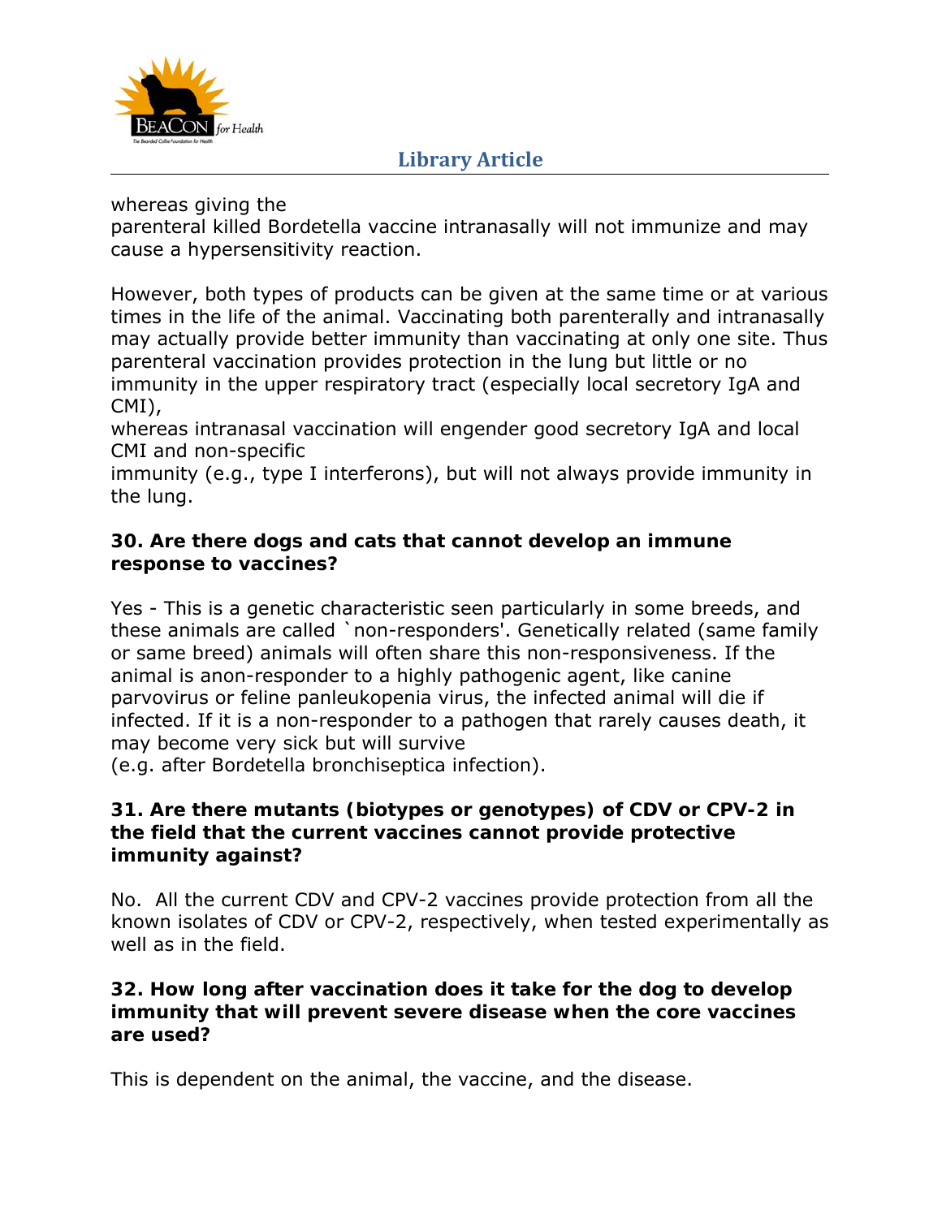whereas giving the parenteral killed Bordetella vaccine intranasally will not immunize and may cause a hypersensitivity reaction.

However, both types of products can be given at the same time or at various times in the life of the animal. Vaccinating both parenterally and intranasally may actually provide better immunity than vaccinating at only one site. Thus parenteral vaccination provides protection in the lung but little or no immunity in the upper respiratory tract (especially local secretory IgA and CMI), whereas intranasal vaccination will engender good secretory IgA and local CMI and non-specific immunity (e.g., type I interferons), but will not always provide immunity in the lung.

**30. Are there dogs and cats that cannot develop an immune response to vaccines?**

Yes - This is a genetic characteristic seen particularly in some breeds, and these animals are called `non-responders'. Genetically related (same family or same breed) animals will often share this non-responsiveness. If the animal is anon-responder to a highly pathogenic agent, like canine parvovirus or feline panleukopenia virus, the infected animal will die if infected. If it is a non-responder to a pathogen that rarely causes death, it may become very sick but will survive (e.g. after Bordetella bronchiseptica infection).

**31. Are there mutants (biotypes or genotypes) of CDV or CPV-2 in the field that the current vaccines cannot provide protective immunity against?**

No. All the current CDV and CPV-2 vaccines provide protection from all the known isolates of CDV or CPV-2, respectively, when tested experimentally as well as in the field.

**32. How long after vaccination does it take for the dog to develop immunity that will prevent severe disease when the core vaccines are used?**

This is dependent on the animal, the vaccine, and the disease.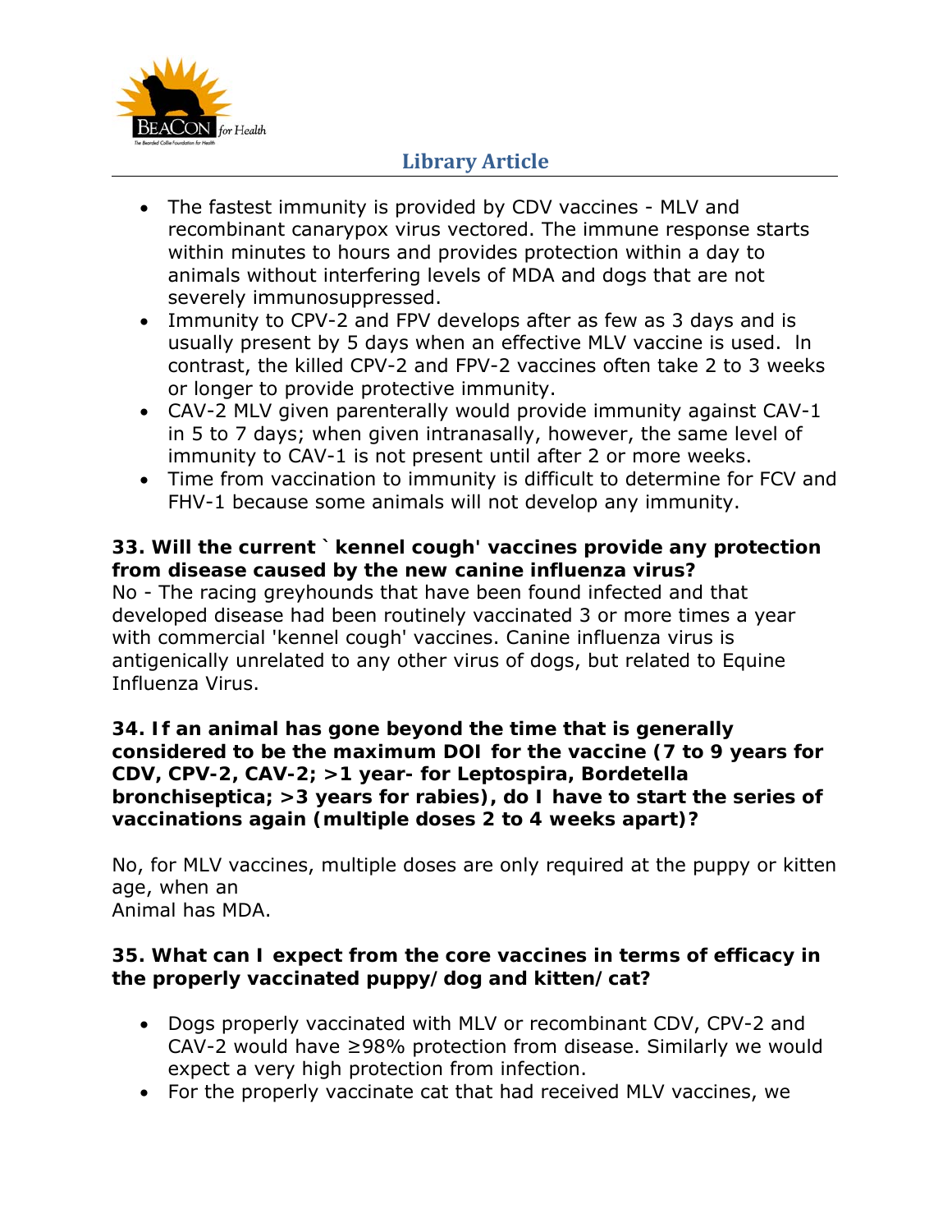- The fastest immunity is provided by CDV vaccines - MLV and recombinant canarypox virus vectored. The immune response starts within minutes to hours and provides protection within a day to animals without interfering levels of MDA and dogs that are not severely immunosuppressed.
- Immunity to CPV-2 and FPV develops after as few as 3 days and is usually present by 5 days when an effective MLV vaccine is used. In contrast, the killed CPV-2 and FPV-2 vaccines often take 2 to 3 weeks or longer to provide protective immunity.
- CAV-2 MLV given parenterally would provide immunity against CAV-1 in 5 to 7 days; when given intranasally, however, the same level of immunity to CAV-1 is not present until after 2 or more weeks.
- Time from vaccination to immunity is difficult to determine for FCV and FHV-1 because some animals will not develop any immunity.

**33. Will the current ` kennel cough' vaccines provide any protection from disease caused by the new canine influenza virus?**

No - The racing greyhounds that have been found infected and that developed disease had been routinely vaccinated 3 or more times a year with commercial 'kennel cough' vaccines. Canine influenza virus is antigenically unrelated to any other virus of dogs, but related to Equine Influenza Virus.

**34. If an animal has gone beyond the time that is generally considered to be the maximum DOI for the vaccine (7 to 9 years for CDV, CPV-2, CAV-2; >1 year- for Leptospira, Bordetella bronchiseptica; >3 years for rabies), do I have to start the series of vaccinations again (multiple doses 2 to 4 weeks apart)?**

No, for MLV vaccines, multiple doses are only required at the puppy or kitten age, when an
Animal has MDA.

**35. What can I expect from the core vaccines in terms of efficacy in the properly vaccinated puppy/dog and kitten/cat?**

- Dogs properly vaccinated with MLV or recombinant CDV, CPV-2 and CAV-2 would have ≥98% protection from disease. Similarly we would expect a very high protection from infection.
- For the properly vaccinate cat that had received MLV vaccines, we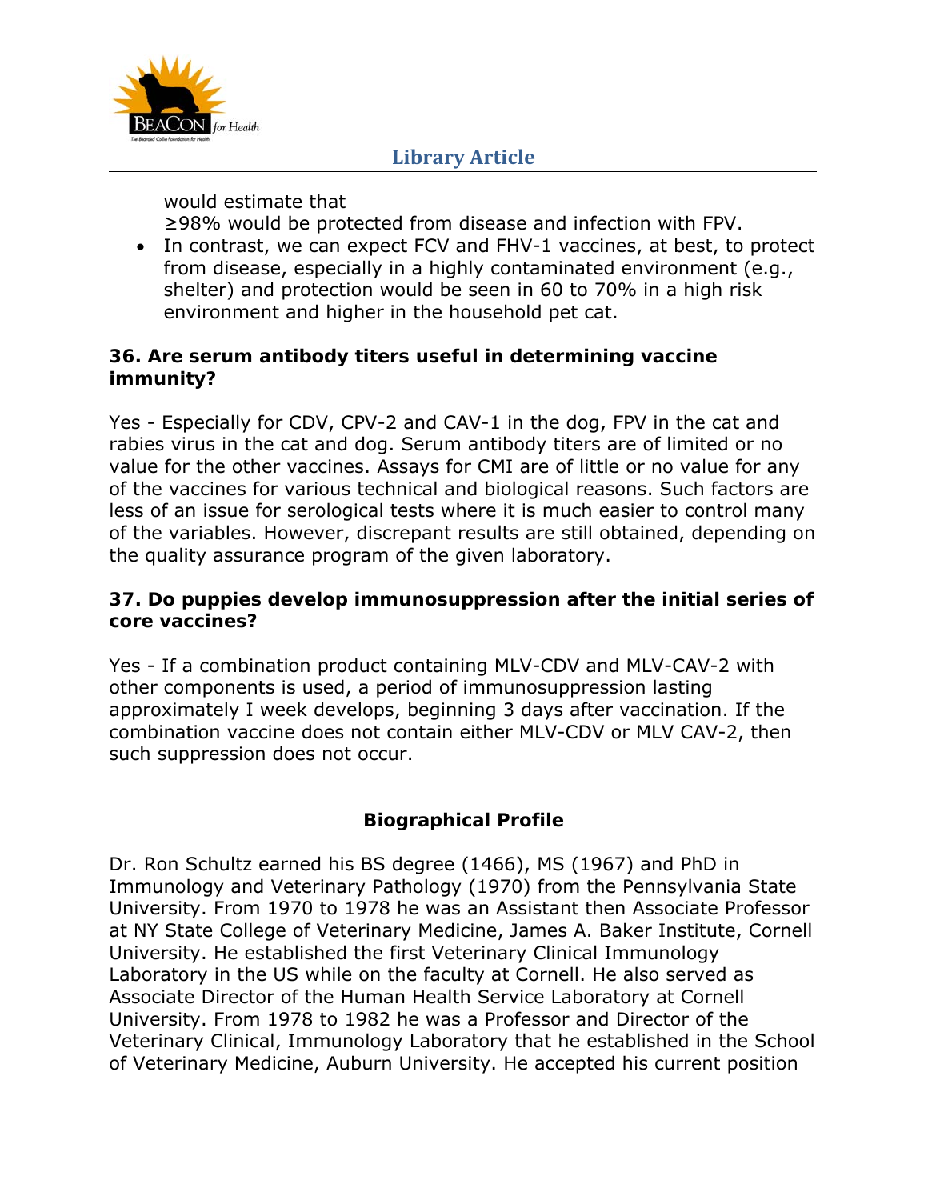would estimate that ≥98% would be protected from disease and infection with FPV.

- In contrast, we can expect FCV and FHV-1 vaccines, at best, to protect from disease, especially in a highly contaminated environment (e.g., shelter) and protection would be seen in 60 to 70% in a high risk environment and higher in the household pet cat.

**36. Are serum antibody titers useful in determining vaccine immunity?**

Yes - Especially for CDV, CPV-2 and CAV-1 in the dog, FPV in the cat and rabies virus in the cat and dog. Serum antibody titers are of limited or no value for the other vaccines. Assays for CMI are of little or no value for any of the vaccines for various technical and biological reasons. Such factors are less of an issue for serological tests where it is much easier to control many of the variables. However, discrepant results are still obtained, depending on the quality assurance program of the given laboratory.

**37. Do puppies develop immunosuppression after the initial series of core vaccines?**

Yes - If a combination product containing MLV-CDV and MLV-CAV-2 with other components is used, a period of immunosuppression lasting approximately I week develops, beginning 3 days after vaccination. If the combination vaccine does not contain either MLV-CDV or MLV CAV-2, then such suppression does not occur.

**Biographical Profile**

Dr. Ron Schultz earned his BS degree (1466), MS (1967) and PhD in Immunology and Veterinary Pathology (1970) from the Pennsylvania State University. From 1970 to 1978 he was an Assistant then Associate Professor at NY State College of Veterinary Medicine, James A. Baker Institute, Cornell University. He established the first Veterinary Clinical Immunology Laboratory in the US while on the faculty at Cornell. He also served as Associate Director of the Human Health Service Laboratory at Cornell University. From 1978 to 1982 he was a Professor and Director of the Veterinary Clinical, Immunology Laboratory that he established in the School of Veterinary Medicine, Auburn University. He accepted his current position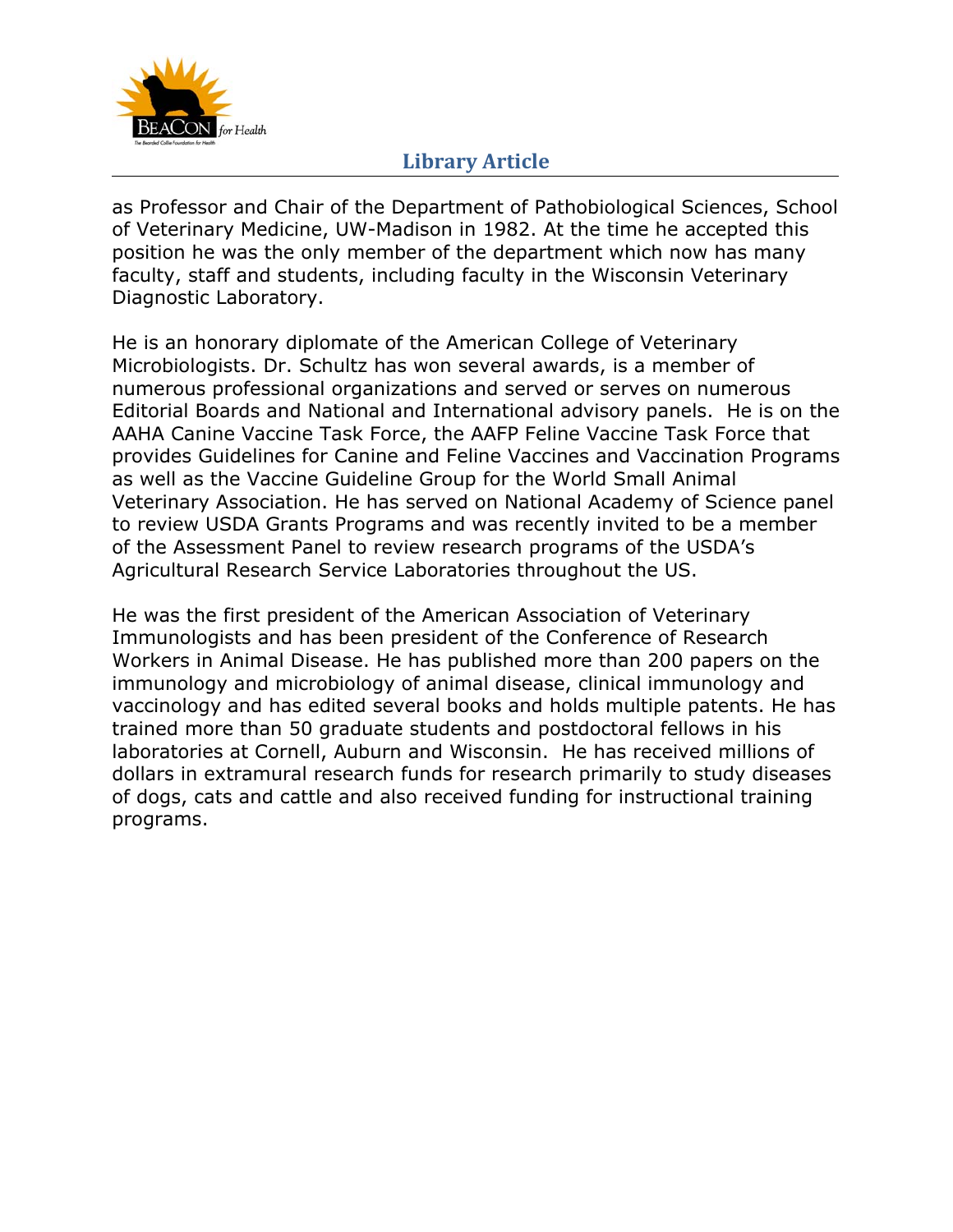as Professor and Chair of the Department of Pathobiological Sciences, School of Veterinary Medicine, UW-Madison in 1982. At the time he accepted this position he was the only member of the department which now has many faculty, staff and students, including faculty in the Wisconsin Veterinary Diagnostic Laboratory.

He is an honorary diplomate of the American College of Veterinary Microbiologists. Dr. Schultz has won several awards, is a member of numerous professional organizations and served or serves on numerous Editorial Boards and National and International advisory panels. He is on the AAHA Canine Vaccine Task Force, the AAFP Feline Vaccine Task Force that provides Guidelines for Canine and Feline Vaccines and Vaccination Programs as well as the Vaccine Guideline Group for the World Small Animal Veterinary Association. He has served on National Academy of Science panel to review USDA Grants Programs and was recently invited to be a member of the Assessment Panel to review research programs of the USDA's Agricultural Research Service Laboratories throughout the US.

He was the first president of the American Association of Veterinary Immunologists and has been president of the Conference of Research Workers in Animal Disease. He has published more than 200 papers on the immunology and microbiology of animal disease, clinical immunology and vaccinology and has edited several books and holds multiple patents. He has trained more than 50 graduate students and postdoctoral fellows in his laboratories at Cornell, Auburn and Wisconsin. He has received millions of dollars in extramural research funds for research primarily to study diseases of dogs, cats and cattle and also received funding for instructional training programs.